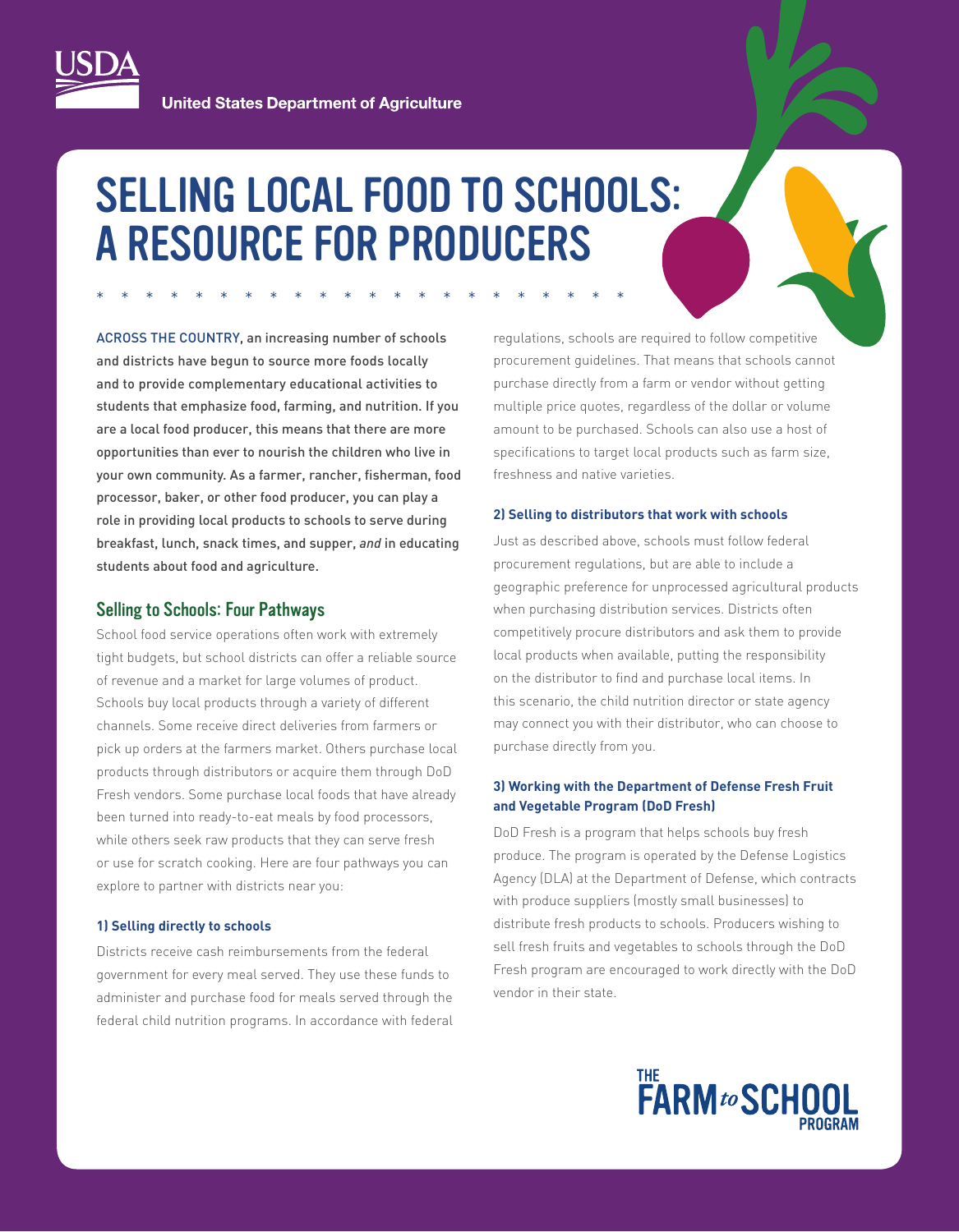United States Department of Agriculture

# SELLING LOCAL FOOD TO SCHOOLS: A RESOURCE FOR PRODUCERS

**ACROSS THE COUNTRY, an increasing number of schools and districts have begun to source more foods locally and to provide complementary educational activities to students that emphasize food, farming, and nutrition. If you are a local food producer, this means that there are more opportunities than ever to nourish the children who live in your own community. As a farmer, rancher, fisherman, food processor, baker, or other food producer, you can play a role in providing local products to schools to serve during breakfast, lunch, snack times, and supper, *and* in educating students about food and agriculture.**

## Selling to Schools: Four Pathways

School food service operations often work with extremely tight budgets, but school districts can offer a reliable source of revenue and a market for large volumes of product. Schools buy local products through a variety of different channels. Some receive direct deliveries from farmers or pick up orders at the farmers market. Others purchase local products through distributors or acquire them through DoD Fresh vendors. Some purchase local foods that have already been turned into ready-to-eat meals by food processors, while others seek raw products that they can serve fresh or use for scratch cooking. Here are four pathways you can explore to partner with districts near you:

### 1) Selling directly to schools

Districts receive cash reimbursements from the federal government for every meal served. They use these funds to administer and purchase food for meals served through the federal child nutrition programs. In accordance with federal regulations, schools are required to follow competitive procurement guidelines. That means that schools cannot purchase directly from a farm or vendor without getting multiple price quotes, regardless of the dollar or volume amount to be purchased. Schools can also use a host of specifications to target local products such as farm size, freshness and native varieties.

### 2) Selling to distributors that work with schools

Just as described above, schools must follow federal procurement regulations, but are able to include a geographic preference for unprocessed agricultural products when purchasing distribution services. Districts often competitively procure distributors and ask them to provide local products when available, putting the responsibility on the distributor to find and purchase local items. In this scenario, the child nutrition director or state agency may connect you with their distributor, who can choose to purchase directly from you.

### 3) Working with the Department of Defense Fresh Fruit and Vegetable Program (DoD Fresh)

DoD Fresh is a program that helps schools buy fresh produce. The program is operated by the Defense Logistics Agency (DLA) at the Department of Defense, which contracts with produce suppliers (mostly small businesses) to distribute fresh products to schools. Producers wishing to sell fresh fruits and vegetables to schools through the DoD Fresh program are encouraged to work directly with the DoD vendor in their state.

THE FARM *to* SCHOOL PROGRAM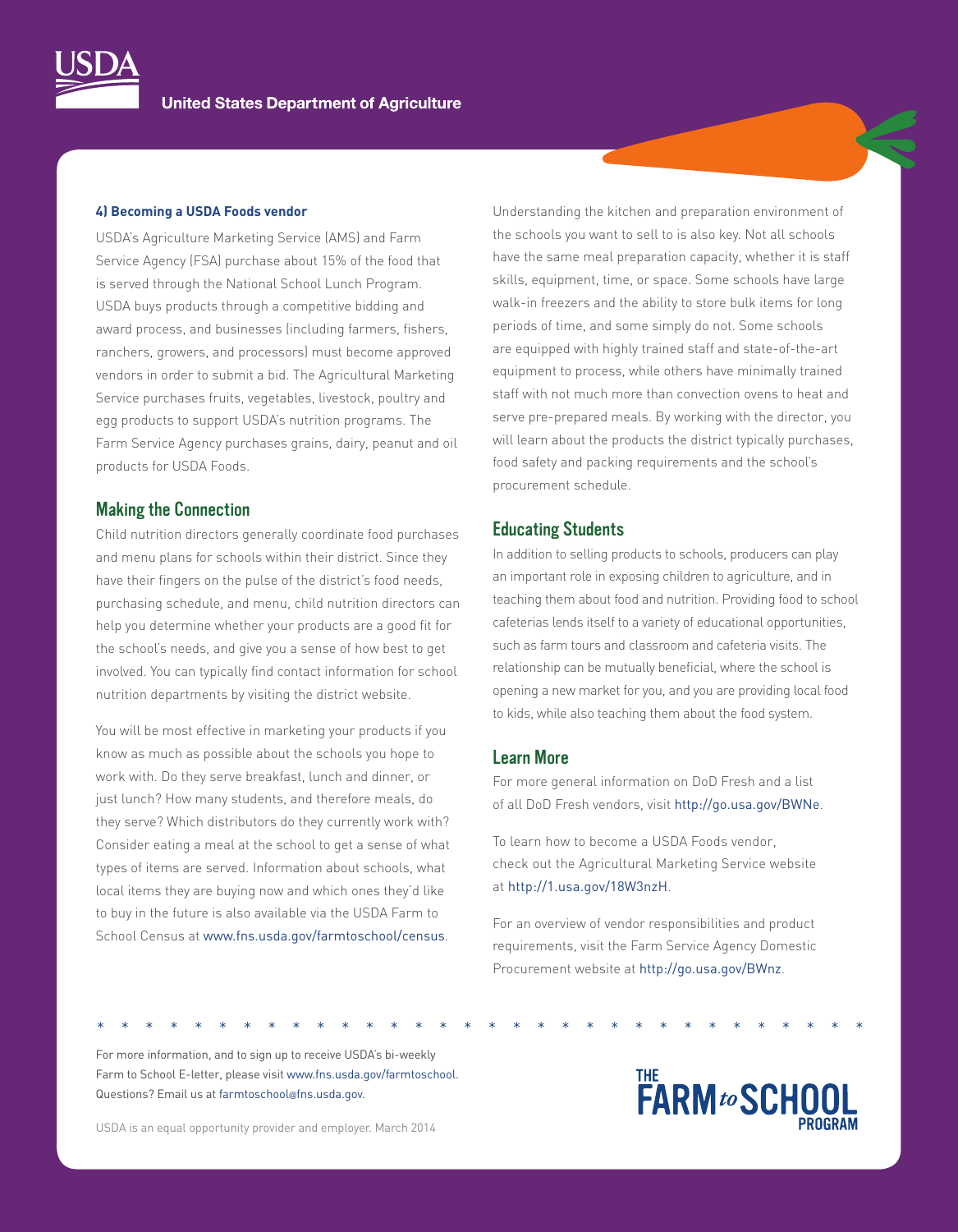**4) Becoming a USDA Foods vendor**

USDA's Agriculture Marketing Service (AMS) and Farm Service Agency (FSA) purchase about 15% of the food that is served through the National School Lunch Program. USDA buys products through a competitive bidding and award process, and businesses (including farmers, fishers, ranchers, growers, and processors) must become approved vendors in order to submit a bid. The Agricultural Marketing Service purchases fruits, vegetables, livestock, poultry and egg products to support USDA's nutrition programs. The Farm Service Agency purchases grains, dairy, peanut and oil products for USDA Foods.

## Making the Connection

Child nutrition directors generally coordinate food purchases and menu plans for schools within their district. Since they have their fingers on the pulse of the district's food needs, purchasing schedule, and menu, child nutrition directors can help you determine whether your products are a good fit for the school's needs, and give you a sense of how best to get involved. You can typically find contact information for school nutrition departments by visiting the district website.

You will be most effective in marketing your products if you know as much as possible about the schools you hope to work with. Do they serve breakfast, lunch and dinner, or just lunch? How many students, and therefore meals, do they serve? Which distributors do they currently work with? Consider eating a meal at the school to get a sense of what types of items are served. Information about schools, what local items they are buying now and which ones they'd like to buy in the future is also available via the USDA Farm to School Census at www.fns.usda.gov/farmtoschool/census.

Understanding the kitchen and preparation environment of the schools you want to sell to is also key. Not all schools have the same meal preparation capacity, whether it is staff skills, equipment, time, or space. Some schools have large walk-in freezers and the ability to store bulk items for long periods of time, and some simply do not. Some schools are equipped with highly trained staff and state-of-the-art equipment to process, while others have minimally trained staff with not much more than convection ovens to heat and serve pre-prepared meals. By working with the director, you will learn about the products the district typically purchases, food safety and packing requirements and the school's procurement schedule.

## Educating Students

In addition to selling products to schools, producers can play an important role in exposing children to agriculture, and in teaching them about food and nutrition. Providing food to school cafeterias lends itself to a variety of educational opportunities, such as farm tours and classroom and cafeteria visits. The relationship can be mutually beneficial, where the school is opening a new market for you, and you are providing local food to kids, while also teaching them about the food system.

## Learn More

For more general information on DoD Fresh and a list of all DoD Fresh vendors, visit http://go.usa.gov/BWNe.

To learn how to become a USDA Foods vendor, check out the Agricultural Marketing Service website at http://1.usa.gov/18W3nzH.

For an overview of vendor responsibilities and product requirements, visit the Farm Service Agency Domestic Procurement website at http://go.usa.gov/BWnz.

---

For more information, and to sign up to receive USDA's bi-weekly Farm to School E-letter, please visit www.fns.usda.gov/farmtoschool. Questions? Email us at farmtoschool@fns.usda.gov.

THE FARM *to* SCHOOL PROGRAM

USDA is an equal opportunity provider and employer. March 2014